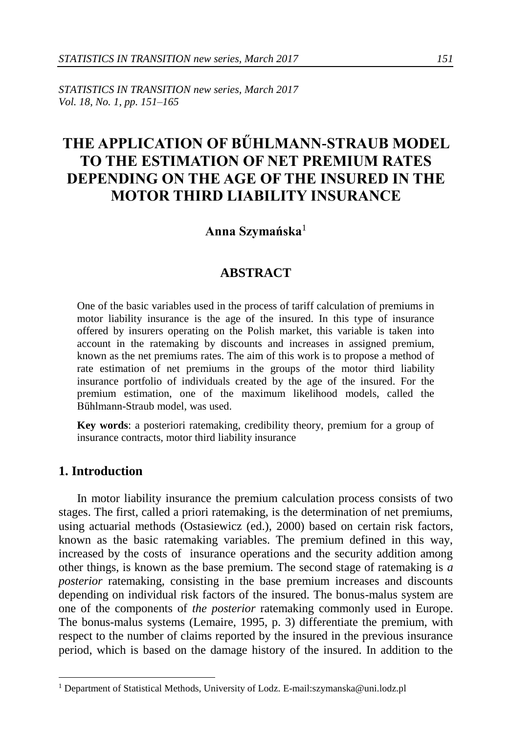*STATISTICS IN TRANSITION new series, March 2017*
*Vol. 18, No. 1, pp. 151–165*

# THE APPLICATION OF BŰHLMANN-STRAUB MODEL TO THE ESTIMATION OF NET PREMIUM RATES DEPENDING ON THE AGE OF THE INSURED IN THE MOTOR THIRD LIABILITY INSURANCE

**Anna Szymańska**[1]

## ABSTRACT

One of the basic variables used in the process of tariff calculation of premiums in motor liability insurance is the age of the insured. In this type of insurance offered by insurers operating on the Polish market, this variable is taken into account in the ratemaking by discounts and increases in assigned premium, known as the net premiums rates. The aim of this work is to propose a method of rate estimation of net premiums in the groups of the motor third liability insurance portfolio of individuals created by the age of the insured. For the premium estimation, one of the maximum likelihood models, called the Bűhlmann-Straub model, was used.

**Key words**: a posteriori ratemaking, credibility theory, premium for a group of insurance contracts, motor third liability insurance

## 1. Introduction

In motor liability insurance the premium calculation process consists of two stages. The first, called a priori ratemaking, is the determination of net premiums, using actuarial methods (Ostasiewicz (ed.), 2000) based on certain risk factors, known as the basic ratemaking variables. The premium defined in this way, increased by the costs of insurance operations and the security addition among other things, is known as the base premium. The second stage of ratemaking is *a posterior* ratemaking, consisting in the base premium increases and discounts depending on individual risk factors of the insured. The bonus-malus system are one of the components of *the posterior* ratemaking commonly used in Europe. The bonus-malus systems (Lemaire, 1995, p. 3) differentiate the premium, with respect to the number of claims reported by the insured in the previous insurance period, which is based on the damage history of the insured. In addition to the

[1] Department of Statistical Methods, University of Lodz. E-mail:szymanska@uni.lodz.pl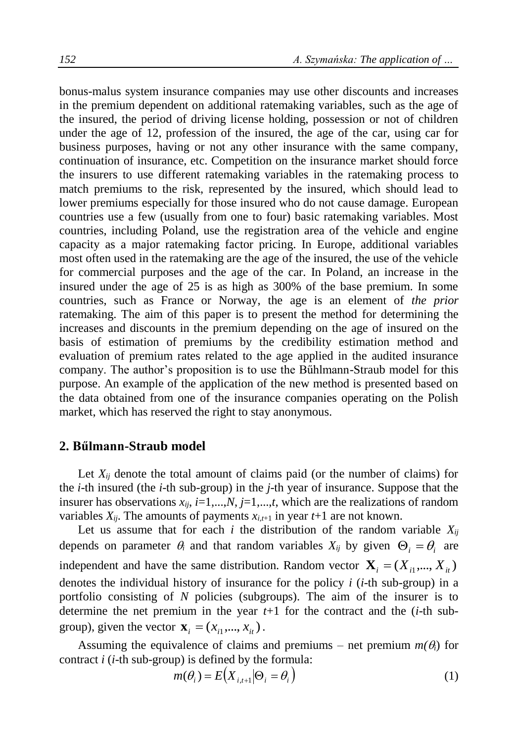bonus-malus system insurance companies may use other discounts and increases in the premium dependent on additional ratemaking variables, such as the age of the insured, the period of driving license holding, possession or not of children under the age of 12, profession of the insured, the age of the car, using car for business purposes, having or not any other insurance with the same company, continuation of insurance, etc. Competition on the insurance market should force the insurers to use different ratemaking variables in the ratemaking process to match premiums to the risk, represented by the insured, which should lead to lower premiums especially for those insured who do not cause damage. European countries use a few (usually from one to four) basic ratemaking variables. Most countries, including Poland, use the registration area of the vehicle and engine capacity as a major ratemaking factor pricing. In Europe, additional variables most often used in the ratemaking are the age of the insured, the use of the vehicle for commercial purposes and the age of the car. In Poland, an increase in the insured under the age of 25 is as high as 300% of the base premium. In some countries, such as France or Norway, the age is an element of *the prior* ratemaking. The aim of this paper is to present the method for determining the increases and discounts in the premium depending on the age of insured on the basis of estimation of premiums by the credibility estimation method and evaluation of premium rates related to the age applied in the audited insurance company. The author's proposition is to use the Bűhlmann-Straub model for this purpose. An example of the application of the new method is presented based on the data obtained from one of the insurance companies operating on the Polish market, which has reserved the right to stay anonymous.

## 2. Bűlmann-Straub model

Let $X_{ij}$ denote the total amount of claims paid (or the number of claims) for the *i*-th insured (the *i*-th sub-group) in the *j*-th year of insurance. Suppose that the insurer has observations $x_{ij}$, $i=1,...,N$, $j=1,...,t$, which are the realizations of random variables $X_{ij}$. The amounts of payments $x_{i,t+1}$ in year $t+1$ are not known.

Let us assume that for each $i$ the distribution of the random variable $X_{ij}$ depends on parameter $\theta_i$ and that random variables $X_{ij}$ by given $\Theta_i = \theta_i$ are independent and have the same distribution. Random vector $\mathbf{X}_i = (X_{i1},..., X_{it})$ denotes the individual history of insurance for the policy $i$ ($i$-th sub-group) in a portfolio consisting of $N$ policies (subgroups). The aim of the insurer is to determine the net premium in the year $t+1$ for the contract and the ($i$-th sub-group), given the vector $\mathbf{x}_i = (x_{i1},..., x_{it})$.

Assuming the equivalence of claims and premiums – net premium $m(\theta_i)$ for contract $i$ ($i$-th sub-group) is defined by the formula:

$$m(\theta_i) = E\left(X_{i,t+1} \middle| \Theta_i = \theta_i\right) \tag{1}$$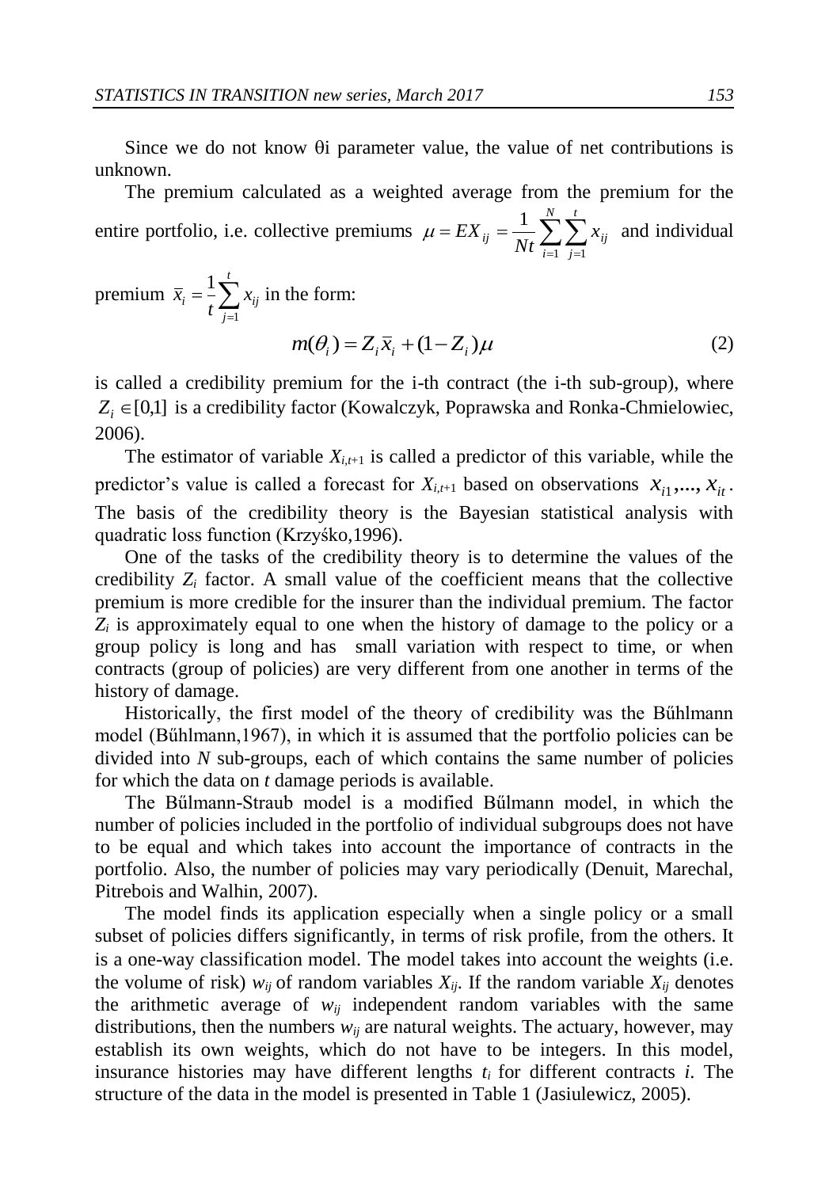Since we do not know θi parameter value, the value of net contributions is unknown.

The premium calculated as a weighted average from the premium for the entire portfolio, i.e. collective premiums $\mu = EX_{ij} = \frac{1}{Nt}\sum_{i=1}^{N}\sum_{j=1}^{t} x_{ij}$ and individual premium $\bar{x}_i = \frac{1}{t}\sum_{j=1}^{t} x_{ij}$ in the form:

$$m(\theta_i) = Z_i \bar{x}_i + (1 - Z_i)\mu \tag{2}$$

is called a credibility premium for the i-th contract (the i-th sub-group), where $Z_i \in [0,1]$ is a credibility factor (Kowalczyk, Poprawska and Ronka-Chmielowiec, 2006).

The estimator of variable $X_{i,t+1}$ is called a predictor of this variable, while the predictor's value is called a forecast for $X_{i,t+1}$ based on observations $x_{i1},..., x_{it}$. The basis of the credibility theory is the Bayesian statistical analysis with quadratic loss function (Krzyśko,1996).

One of the tasks of the credibility theory is to determine the values of the credibility $Z_i$ factor. A small value of the coefficient means that the collective premium is more credible for the insurer than the individual premium. The factor $Z_i$ is approximately equal to one when the history of damage to the policy or a group policy is long and has small variation with respect to time, or when contracts (group of policies) are very different from one another in terms of the history of damage.

Historically, the first model of the theory of credibility was the Bűhlmann model (Bűhlmann,1967), in which it is assumed that the portfolio policies can be divided into *N* sub-groups, each of which contains the same number of policies for which the data on *t* damage periods is available.

The Bűlmann-Straub model is a modified Bűlmann model, in which the number of policies included in the portfolio of individual subgroups does not have to be equal and which takes into account the importance of contracts in the portfolio. Also, the number of policies may vary periodically (Denuit, Marechal, Pitrebois and Walhin, 2007).

The model finds its application especially when a single policy or a small subset of policies differs significantly, in terms of risk profile, from the others. It is a one-way classification model. The model takes into account the weights (i.e. the volume of risk) $w_{ij}$ of random variables $X_{ij}$. If the random variable $X_{ij}$ denotes the arithmetic average of $w_{ij}$ independent random variables with the same distributions, then the numbers $w_{ij}$ are natural weights. The actuary, however, may establish its own weights, which do not have to be integers. In this model, insurance histories may have different lengths $t_i$ for different contracts *i*. The structure of the data in the model is presented in Table 1 (Jasiulewicz, 2005).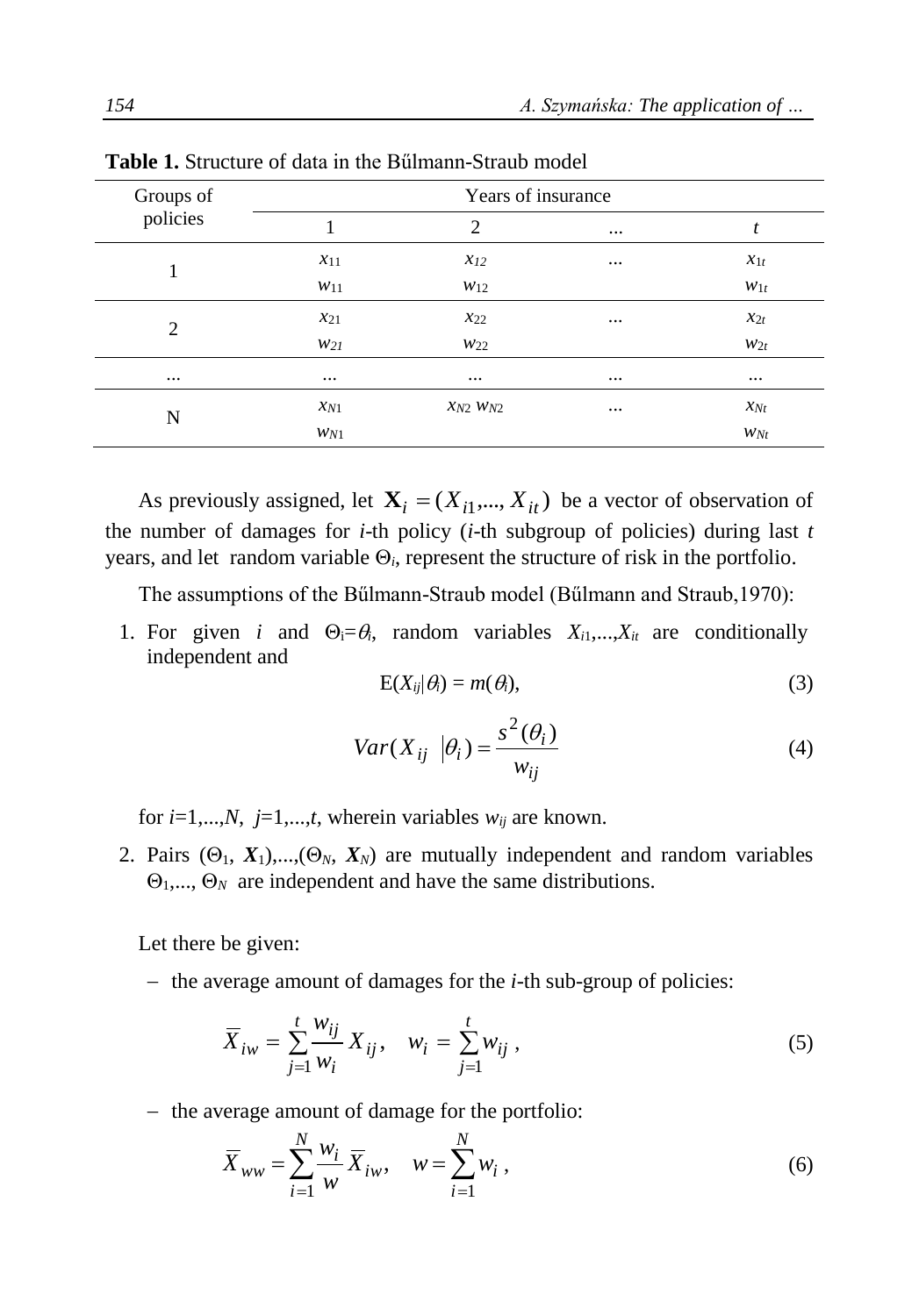**Table 1.** Structure of data in the Bűlmann-Straub model

| Groups of policies | Years of insurance | | | |
|---|---|---|---|---|
| | 1 | 2 | ... | $t$ |
| 1 | $x_{11}$<br>$w_{11}$ | $x_{12}$<br>$w_{12}$ | ... | $x_{1t}$<br>$w_{1t}$ |
| 2 | $x_{21}$<br>$w_{21}$ | $x_{22}$<br>$w_{22}$ | ... | $x_{2t}$<br>$w_{2t}$ |
| ... | ... | ... | ... | ... |
| N | $x_{N1}$<br>$w_{N1}$ | $x_{N2}$ $w_{N2}$ | ... | $x_{Nt}$<br>$w_{Nt}$ |

As previously assigned, let $\mathbf{X}_i = (X_{i1},..., X_{it})$ be a vector of observation of the number of damages for $i$-th policy ($i$-th subgroup of policies) during last $t$ years, and let random variable $\Theta_i$, represent the structure of risk in the portfolio.

The assumptions of the Bűlmann-Straub model (Bűlmann and Straub,1970):

1. For given $i$ and $\Theta_i=\theta_i$, random variables $X_{i1},...,X_{it}$ are conditionally independent and

$$\mathrm{E}(X_{ij}|\theta_i) = m(\theta_i), \tag{3}$$

$$Var(X_{ij} \mid \theta_i) = \frac{s^2(\theta_i)}{w_{ij}} \tag{4}$$

for $i$=1,...,$N$, $j$=1,...,$t$, wherein variables $w_{ij}$ are known.

2. Pairs ($\Theta_1$, $\boldsymbol{X}_1$),...,($\Theta_N$, $\boldsymbol{X}_N$) are mutually independent and random variables $\Theta_1$,..., $\Theta_N$ are independent and have the same distributions.

Let there be given:

- the average amount of damages for the $i$-th sub-group of policies:

$$\overline{X}_{iw} = \sum_{j=1}^{t} \frac{w_{ij}}{w_i} X_{ij}, \quad w_i = \sum_{j=1}^{t} w_{ij} , \tag{5}$$

- the average amount of damage for the portfolio:

$$\overline{X}_{ww} = \sum_{i=1}^{N} \frac{w_i}{w} \overline{X}_{iw}, \quad w = \sum_{i=1}^{N} w_i , \tag{6}$$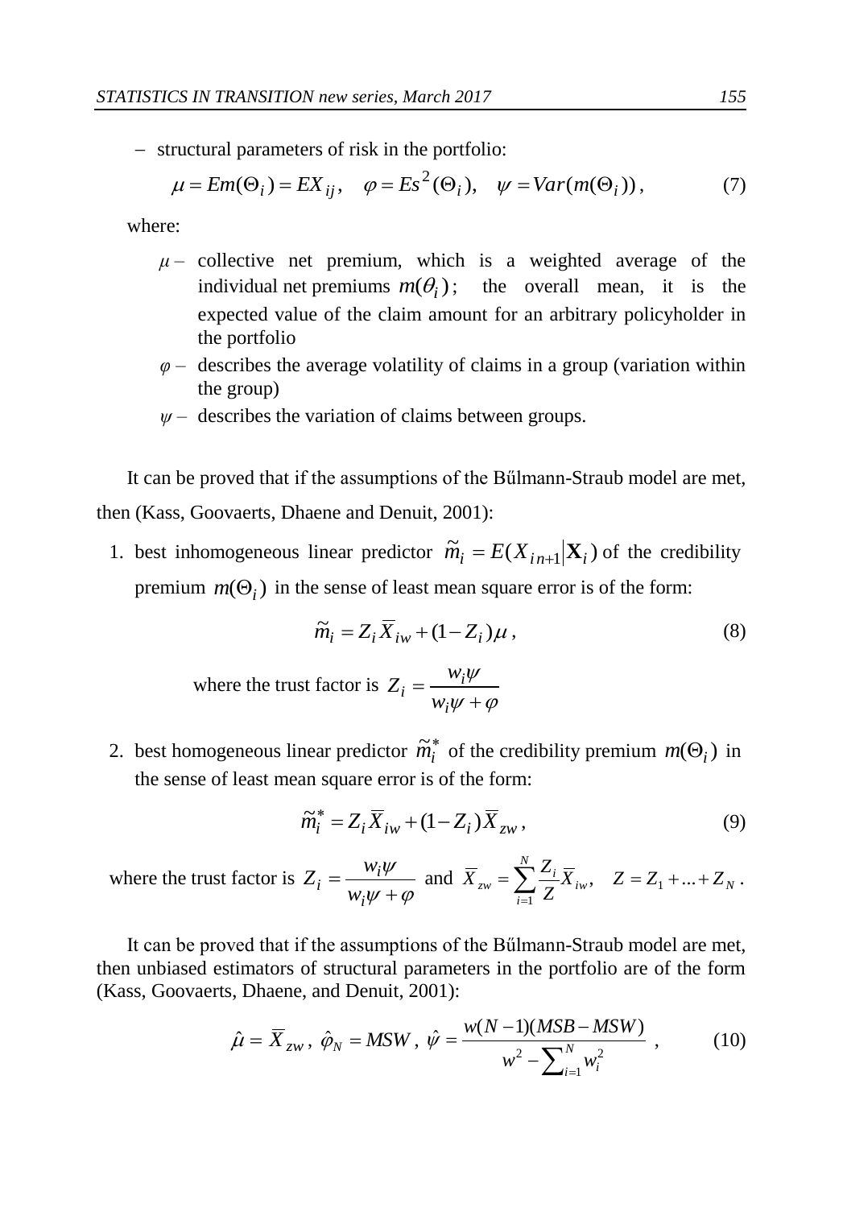- structural parameters of risk in the portfolio:

$$\mu = Em(\Theta_i) = EX_{ij}, \quad \varphi = Es^2(\Theta_i), \quad \psi = Var(m(\Theta_i)), \tag{7}$$

where:

- $\mu$ – collective net premium, which is a weighted average of the individual net premiums $m(\theta_i)$; the overall mean, it is the expected value of the claim amount for an arbitrary policyholder in the portfolio
- $\varphi$ – describes the average volatility of claims in a group (variation within the group)
- $\psi$ – describes the variation of claims between groups.

It can be proved that if the assumptions of the Bűlmann-Straub model are met, then (Kass, Goovaerts, Dhaene and Denuit, 2001):

1. best inhomogeneous linear predictor $\tilde{m}_i = E(X_{in+1}|\mathbf{X}_i)$ of the credibility premium $m(\Theta_i)$ in the sense of least mean square error is of the form:

$$\tilde{m}_i = Z_i \overline{X}_{iw} + (1 - Z_i)\mu, \tag{8}$$

where the trust factor is $Z_i = \dfrac{w_i\psi}{w_i\psi + \varphi}$

2. best homogeneous linear predictor $\tilde{m}_i^*$ of the credibility premium $m(\Theta_i)$ in the sense of least mean square error is of the form:

$$\tilde{m}_i^* = Z_i \overline{X}_{iw} + (1 - Z_i)\overline{X}_{zw}, \tag{9}$$

where the trust factor is $Z_i = \dfrac{w_i\psi}{w_i\psi + \varphi}$ and $\overline{X}_{zw} = \sum_{i=1}^{N} \dfrac{Z_i}{Z}\overline{X}_{iw}, \quad Z = Z_1 + \ldots + Z_N$.

It can be proved that if the assumptions of the Bűlmann-Straub model are met, then unbiased estimators of structural parameters in the portfolio are of the form (Kass, Goovaerts, Dhaene, and Denuit, 2001):

$$\hat{\mu} = \overline{X}_{zw}, \; \hat{\varphi}_N = MSW, \; \hat{\psi} = \frac{w(N-1)(MSB - MSW)}{w^2 - \sum_{i=1}^{N} w_i^2}, \tag{10}$$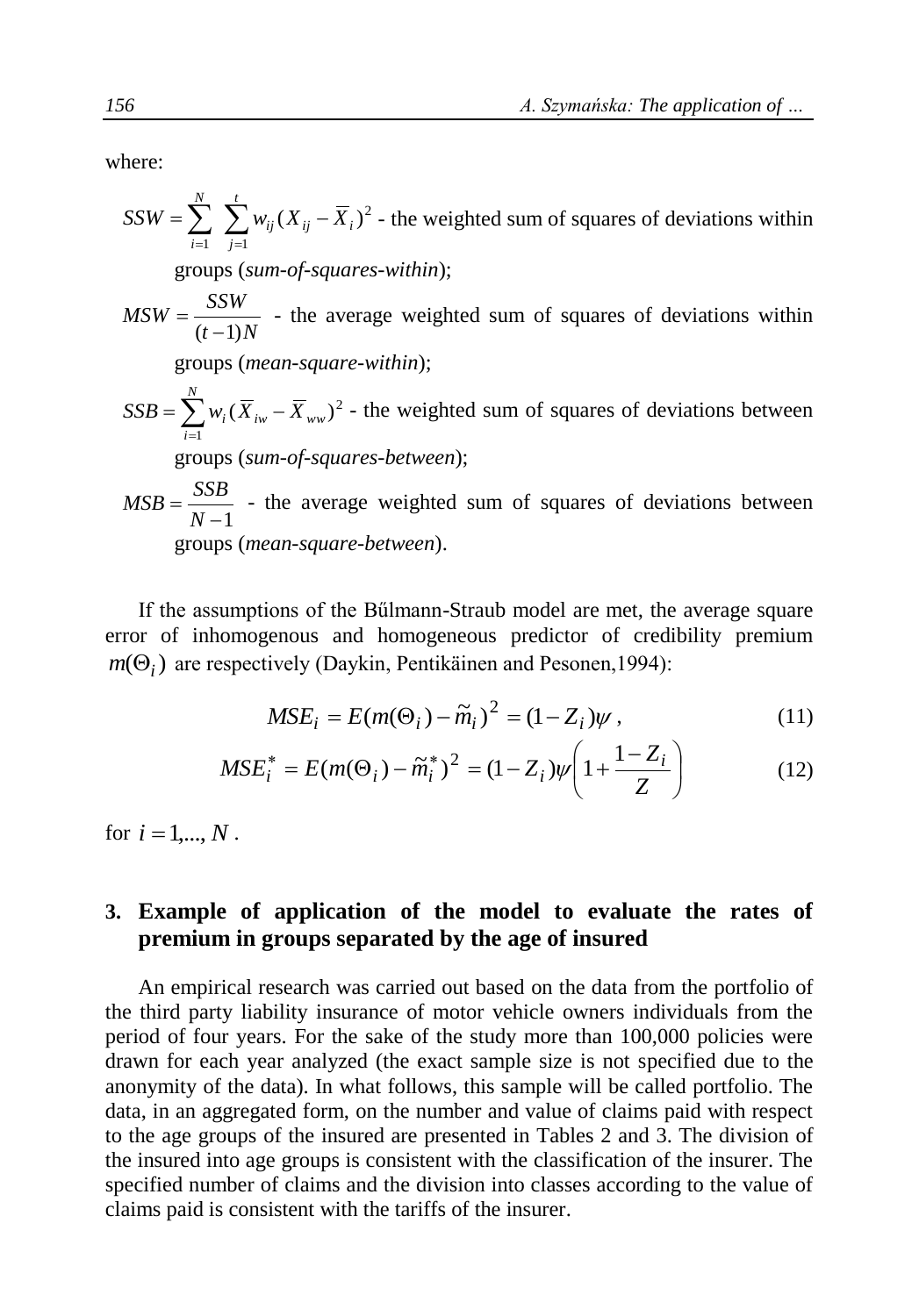where:

$SSW = \sum_{i=1}^{N} \sum_{j=1}^{t} w_{ij} (X_{ij} - \overline{X}_i)^2$ - the weighted sum of squares of deviations within groups (*sum-of-squares-within*);

$MSW = \frac{SSW}{(t-1)N}$ - the average weighted sum of squares of deviations within groups (*mean-square-within*);

$SSB = \sum_{i=1}^{N} w_i (\overline{X}_{iw} - \overline{X}_{ww})^2$ - the weighted sum of squares of deviations between groups (*sum-of-squares-between*);

$MSB = \frac{SSB}{N-1}$ - the average weighted sum of squares of deviations between groups (*mean-square-between*).

If the assumptions of the Bűlmann-Straub model are met, the average square error of inhomogenous and homogeneous predictor of credibility premium $m(\Theta_i)$ are respectively (Daykin, Pentikäinen and Pesonen,1994):

$$MSE_i = E(m(\Theta_i) - \tilde{m}_i)^2 = (1 - Z_i)\psi \,, \tag{11}$$

$$MSE_i^* = E(m(\Theta_i) - \tilde{m}_i^*)^2 = (1 - Z_i)\psi \left( 1 + \frac{1 - Z_i}{Z} \right) \tag{12}$$

for $i = 1,..., N$ .

## 3. Example of application of the model to evaluate the rates of premium in groups separated by the age of insured

An empirical research was carried out based on the data from the portfolio of the third party liability insurance of motor vehicle owners individuals from the period of four years. For the sake of the study more than 100,000 policies were drawn for each year analyzed (the exact sample size is not specified due to the anonymity of the data). In what follows, this sample will be called portfolio. The data, in an aggregated form, on the number and value of claims paid with respect to the age groups of the insured are presented in Tables 2 and 3. The division of the insured into age groups is consistent with the classification of the insurer. The specified number of claims and the division into classes according to the value of claims paid is consistent with the tariffs of the insurer.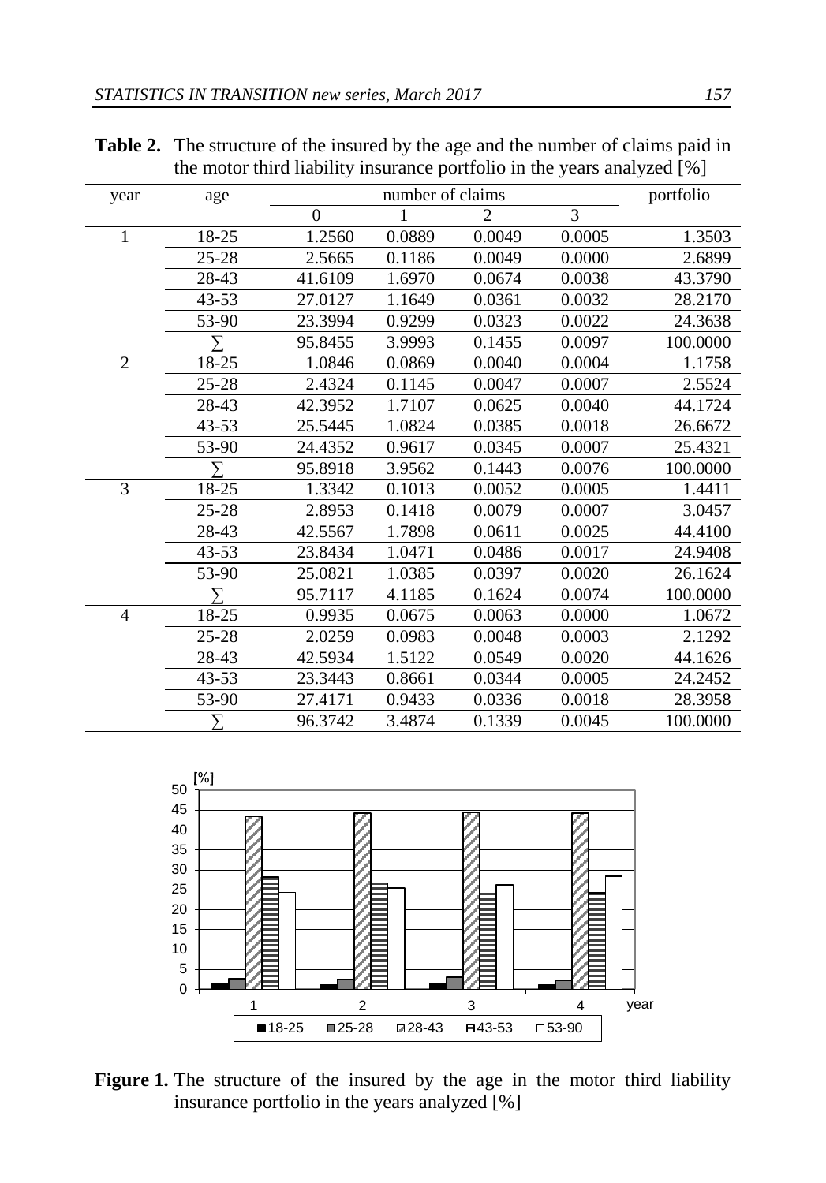**Table 2.** The structure of the insured by the age and the number of claims paid in the motor third liability insurance portfolio in the years analyzed [%]

| year | age | number of claims | | | | portfolio |
|---|---|---|---|---|---|---|
| | | 0 | 1 | 2 | 3 | |
| 1 | 18-25 | 1.2560 | 0.0889 | 0.0049 | 0.0005 | 1.3503 |
| | 25-28 | 2.5665 | 0.1186 | 0.0049 | 0.0000 | 2.6899 |
| | 28-43 | 41.6109 | 1.6970 | 0.0674 | 0.0038 | 43.3790 |
| | 43-53 | 27.0127 | 1.1649 | 0.0361 | 0.0032 | 28.2170 |
| | 53-90 | 23.3994 | 0.9299 | 0.0323 | 0.0022 | 24.3638 |
| | ∑ | 95.8455 | 3.9993 | 0.1455 | 0.0097 | 100.0000 |
| 2 | 18-25 | 1.0846 | 0.0869 | 0.0040 | 0.0004 | 1.1758 |
| | 25-28 | 2.4324 | 0.1145 | 0.0047 | 0.0007 | 2.5524 |
| | 28-43 | 42.3952 | 1.7107 | 0.0625 | 0.0040 | 44.1724 |
| | 43-53 | 25.5445 | 1.0824 | 0.0385 | 0.0018 | 26.6672 |
| | 53-90 | 24.4352 | 0.9617 | 0.0345 | 0.0007 | 25.4321 |
| | ∑ | 95.8918 | 3.9562 | 0.1443 | 0.0076 | 100.0000 |
| 3 | 18-25 | 1.3342 | 0.1013 | 0.0052 | 0.0005 | 1.4411 |
| | 25-28 | 2.8953 | 0.1418 | 0.0079 | 0.0007 | 3.0457 |
| | 28-43 | 42.5567 | 1.7898 | 0.0611 | 0.0025 | 44.4100 |
| | 43-53 | 23.8434 | 1.0471 | 0.0486 | 0.0017 | 24.9408 |
| | 53-90 | 25.0821 | 1.0385 | 0.0397 | 0.0020 | 26.1624 |
| | ∑ | 95.7117 | 4.1185 | 0.1624 | 0.0074 | 100.0000 |
| 4 | 18-25 | 0.9935 | 0.0675 | 0.0063 | 0.0000 | 1.0672 |
| | 25-28 | 2.0259 | 0.0983 | 0.0048 | 0.0003 | 2.1292 |
| | 28-43 | 42.5934 | 1.5122 | 0.0549 | 0.0020 | 44.1626 |
| | 43-53 | 23.3443 | 0.8661 | 0.0344 | 0.0005 | 24.2452 |
| | 53-90 | 27.4171 | 0.9433 | 0.0336 | 0.0018 | 28.3958 |
| | ∑ | 96.3742 | 3.4874 | 0.1339 | 0.0045 | 100.0000 |

**Figure 1.** The structure of the insured by the age in the motor third liability insurance portfolio in the years analyzed [%]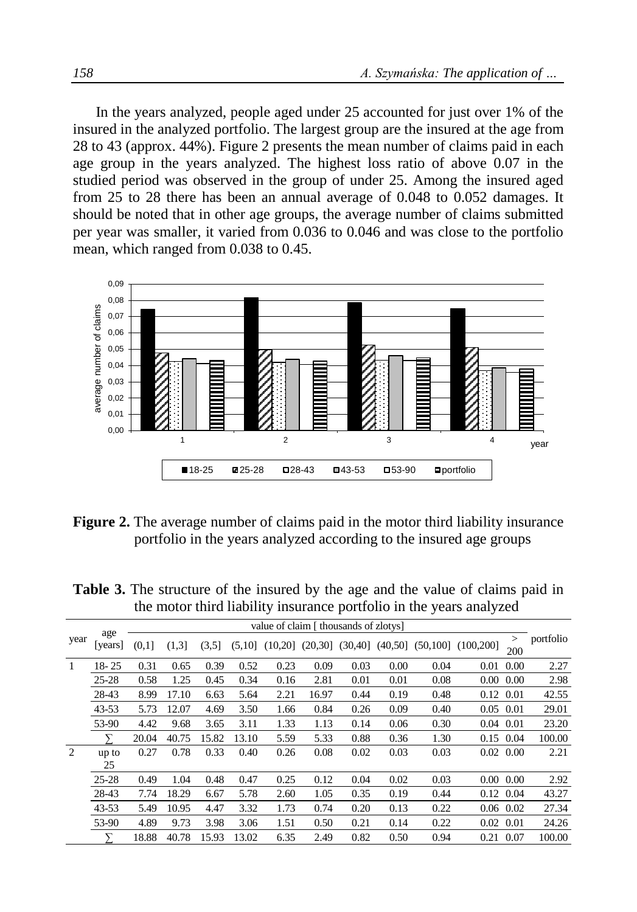In the years analyzed, people aged under 25 accounted for just over 1% of the insured in the analyzed portfolio. The largest group are the insured at the age from 28 to 43 (approx. 44%). Figure 2 presents the mean number of claims paid in each age group in the years analyzed. The highest loss ratio of above 0.07 in the studied period was observed in the group of under 25. Among the insured aged from 25 to 28 there has been an annual average of 0.048 to 0.052 damages. It should be noted that in other age groups, the average number of claims submitted per year was smaller, it varied from 0.036 to 0.046 and was close to the portfolio mean, which ranged from 0.038 to 0.45.

**Figure 2.** The average number of claims paid in the motor third liability insurance portfolio in the years analyzed according to the insured age groups

**Table 3.** The structure of the insured by the age and the value of claims paid in the motor third liability insurance portfolio in the years analyzed

| year | age [years] | value of claim [ thousands of zlotys] | | | | | | | | | | | portfolio |
|---|---|---|---|---|---|---|---|---|---|---|---|---|---|
| | | (0,1] | (1,3] | (3,5] | (5,10] | (10,20] | (20,30] | (30,40] | (40,50] | (50,100] | (100,200] | > 200 | |
| 1 | 18- 25 | 0.31 | 0.65 | 0.39 | 0.52 | 0.23 | 0.09 | 0.03 | 0.00 | 0.04 | 0.01 | 0.00 | 2.27 |
| | 25-28 | 0.58 | 1.25 | 0.45 | 0.34 | 0.16 | 2.81 | 0.01 | 0.01 | 0.08 | 0.00 | 0.00 | 2.98 |
| | 28-43 | 8.99 | 17.10 | 6.63 | 5.64 | 2.21 | 16.97 | 0.44 | 0.19 | 0.48 | 0.12 | 0.01 | 42.55 |
| | 43-53 | 5.73 | 12.07 | 4.69 | 3.50 | 1.66 | 0.84 | 0.26 | 0.09 | 0.40 | 0.05 | 0.01 | 29.01 |
| | 53-90 | 4.42 | 9.68 | 3.65 | 3.11 | 1.33 | 1.13 | 0.14 | 0.06 | 0.30 | 0.04 | 0.01 | 23.20 |
| | ∑ | 20.04 | 40.75 | 15.82 | 13.10 | 5.59 | 5.33 | 0.88 | 0.36 | 1.30 | 0.15 | 0.04 | 100.00 |
| 2 | up to 25 | 0.27 | 0.78 | 0.33 | 0.40 | 0.26 | 0.08 | 0.02 | 0.03 | 0.03 | 0.02 | 0.00 | 2.21 |
| | 25-28 | 0.49 | 1.04 | 0.48 | 0.47 | 0.25 | 0.12 | 0.04 | 0.02 | 0.03 | 0.00 | 0.00 | 2.92 |
| | 28-43 | 7.74 | 18.29 | 6.67 | 5.78 | 2.60 | 1.05 | 0.35 | 0.19 | 0.44 | 0.12 | 0.04 | 43.27 |
| | 43-53 | 5.49 | 10.95 | 4.47 | 3.32 | 1.73 | 0.74 | 0.20 | 0.13 | 0.22 | 0.06 | 0.02 | 27.34 |
| | 53-90 | 4.89 | 9.73 | 3.98 | 3.06 | 1.51 | 0.50 | 0.21 | 0.14 | 0.22 | 0.02 | 0.01 | 24.26 |
| | ∑ | 18.88 | 40.78 | 15.93 | 13.02 | 6.35 | 2.49 | 0.82 | 0.50 | 0.94 | 0.21 | 0.07 | 100.00 |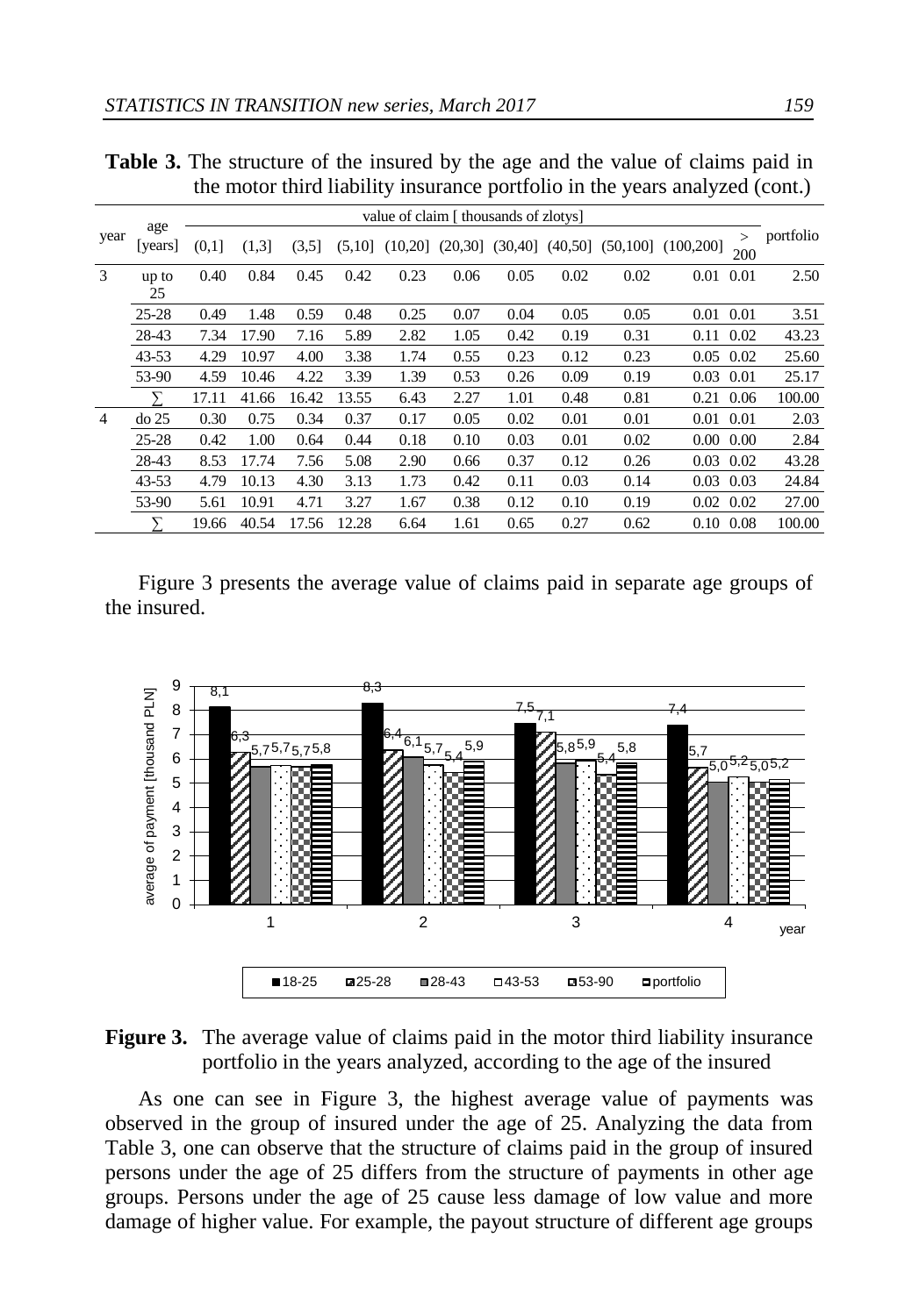**Table 3.** The structure of the insured by the age and the value of claims paid in the motor third liability insurance portfolio in the years analyzed (cont.)

| year | age [years] | value of claim [ thousands of zlotys] | | | | | | | | | | | portfolio |
|---|---|---|---|---|---|---|---|---|---|---|---|---|---|
| | | (0,1] | (1,3] | (3,5] | (5,10] | (10,20] | (20,30] | (30,40] | (40,50] | (50,100] | (100,200] | > 200 | |
| 3 | up to 25 | 0.40 | 0.84 | 0.45 | 0.42 | 0.23 | 0.06 | 0.05 | 0.02 | 0.02 | 0.01 | 0.01 | 2.50 |
| | 25-28 | 0.49 | 1.48 | 0.59 | 0.48 | 0.25 | 0.07 | 0.04 | 0.05 | 0.05 | 0.01 | 0.01 | 3.51 |
| | 28-43 | 7.34 | 17.90 | 7.16 | 5.89 | 2.82 | 1.05 | 0.42 | 0.19 | 0.31 | 0.11 | 0.02 | 43.23 |
| | 43-53 | 4.29 | 10.97 | 4.00 | 3.38 | 1.74 | 0.55 | 0.23 | 0.12 | 0.23 | 0.05 | 0.02 | 25.60 |
| | 53-90 | 4.59 | 10.46 | 4.22 | 3.39 | 1.39 | 0.53 | 0.26 | 0.09 | 0.19 | 0.03 | 0.01 | 25.17 |
| | ∑ | 17.11 | 41.66 | 16.42 | 13.55 | 6.43 | 2.27 | 1.01 | 0.48 | 0.81 | 0.21 | 0.06 | 100.00 |
| 4 | do 25 | 0.30 | 0.75 | 0.34 | 0.37 | 0.17 | 0.05 | 0.02 | 0.01 | 0.01 | 0.01 | 0.01 | 2.03 |
| | 25-28 | 0.42 | 1.00 | 0.64 | 0.44 | 0.18 | 0.10 | 0.03 | 0.01 | 0.02 | 0.00 | 0.00 | 2.84 |
| | 28-43 | 8.53 | 17.74 | 7.56 | 5.08 | 2.90 | 0.66 | 0.37 | 0.12 | 0.26 | 0.03 | 0.02 | 43.28 |
| | 43-53 | 4.79 | 10.13 | 4.30 | 3.13 | 1.73 | 0.42 | 0.11 | 0.03 | 0.14 | 0.03 | 0.03 | 24.84 |
| | 53-90 | 5.61 | 10.91 | 4.71 | 3.27 | 1.67 | 0.38 | 0.12 | 0.10 | 0.19 | 0.02 | 0.02 | 27.00 |
| | ∑ | 19.66 | 40.54 | 17.56 | 12.28 | 6.64 | 1.61 | 0.65 | 0.27 | 0.62 | 0.10 | 0.08 | 100.00 |

Figure 3 presents the average value of claims paid in separate age groups of the insured.

**Figure 3.** The average value of claims paid in the motor third liability insurance portfolio in the years analyzed, according to the age of the insured

As one can see in Figure 3, the highest average value of payments was observed in the group of insured under the age of 25. Analyzing the data from Table 3, one can observe that the structure of claims paid in the group of insured persons under the age of 25 differs from the structure of payments in other age groups. Persons under the age of 25 cause less damage of low value and more damage of higher value. For example, the payout structure of different age groups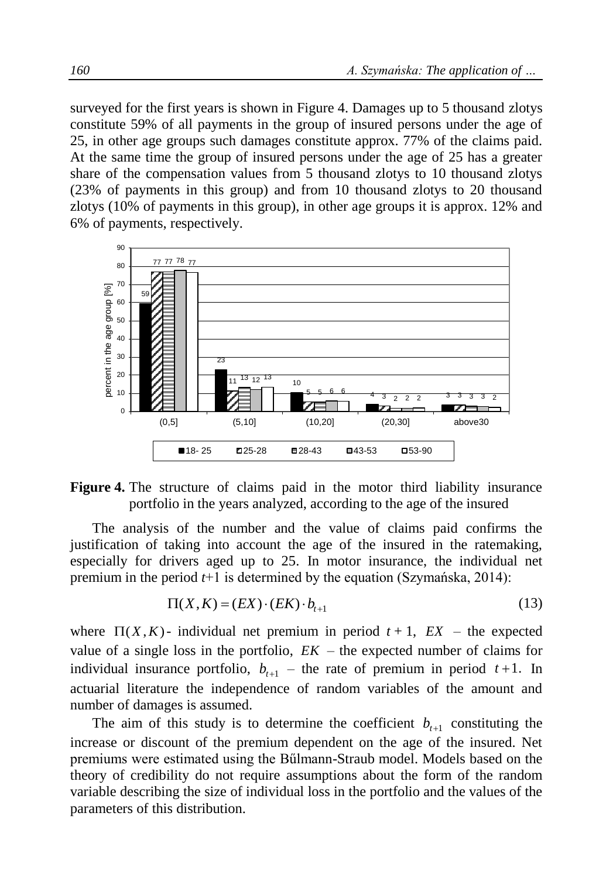surveyed for the first years is shown in Figure 4. Damages up to 5 thousand zlotys constitute 59% of all payments in the group of insured persons under the age of 25, in other age groups such damages constitute approx. 77% of the claims paid. At the same time the group of insured persons under the age of 25 has a greater share of the compensation values from 5 thousand zlotys to 10 thousand zlotys (23% of payments in this group) and from 10 thousand zlotys to 20 thousand zlotys (10% of payments in this group), in other age groups it is approx. 12% and 6% of payments, respectively.

**Figure 4.** The structure of claims paid in the motor third liability insurance portfolio in the years analyzed, according to the age of the insured

The analysis of the number and the value of claims paid confirms the justification of taking into account the age of the insured in the ratemaking, especially for drivers aged up to 25. In motor insurance, the individual net premium in the period $t$+1 is determined by the equation (Szymańska, 2014):

$$\Pi(X,K) = (EX) \cdot (EK) \cdot b_{t+1} \tag{13}$$

where $\Pi(X,K)$ - individual net premium in period $t+1$, $EX$ – the expected value of a single loss in the portfolio, $EK$ – the expected number of claims for individual insurance portfolio, $b_{t+1}$ – the rate of premium in period $t+1$. In actuarial literature the independence of random variables of the amount and number of damages is assumed.

The aim of this study is to determine the coefficient $b_{t+1}$ constituting the increase or discount of the premium dependent on the age of the insured. Net premiums were estimated using the Bűlmann-Straub model. Models based on the theory of credibility do not require assumptions about the form of the random variable describing the size of individual loss in the portfolio and the values of the parameters of this distribution.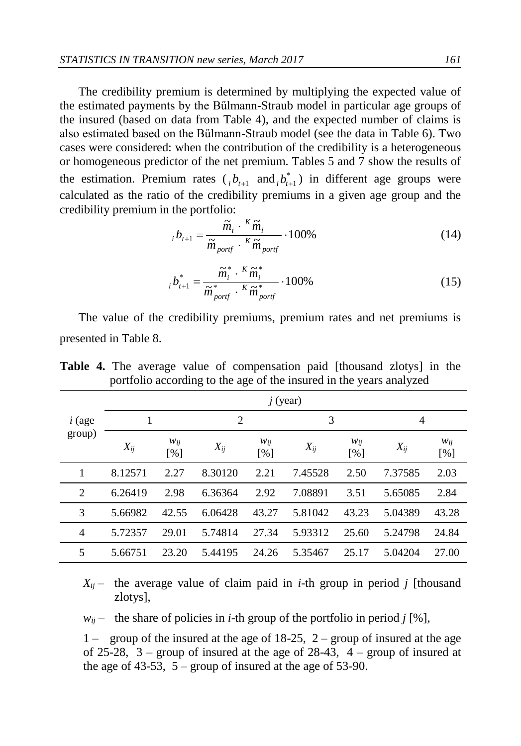The credibility premium is determined by multiplying the expected value of the estimated payments by the Bűlmann-Straub model in particular age groups of the insured (based on data from Table 4), and the expected number of claims is also estimated based on the Bűlmann-Straub model (see the data in Table 6). Two cases were considered: when the contribution of the credibility is a heterogeneous or homogeneous predictor of the net premium. Tables 5 and 7 show the results of the estimation. Premium rates (${}_i b_{t+1}$ and ${}_i b^*_{t+1}$) in different age groups were calculated as the ratio of the credibility premiums in a given age group and the credibility premium in the portfolio:

$$ {}_i b_{t+1} = \frac{\tilde{m}_i \cdot {}^K \tilde{m}_i}{\tilde{m}_{portf} \cdot {}^K \tilde{m}_{portf}} \cdot 100\% \tag{14} $$

$$ {}_i b^*_{t+1} = \frac{\tilde{m}^*_i \cdot {}^K \tilde{m}^*_i}{\tilde{m}^*_{portf} \cdot {}^K \tilde{m}^*_{portf}} \cdot 100\% \tag{15} $$

The value of the credibility premiums, premium rates and net premiums is presented in Table 8.

**Table 4.** The average value of compensation paid [thousand zlotys] in the portfolio according to the age of the insured in the years analyzed

| $i$ (age group) | $j$ (year) | | | | | | | |
|---|---|---|---|---|---|---|---|---|
| | 1 | | 2 | | 3 | | 4 | |
| | $X_{ij}$ | $w_{ij}$ [%] | $X_{ij}$ | $w_{ij}$ [%] | $X_{ij}$ | $w_{ij}$ [%] | $X_{ij}$ | $w_{ij}$ [%] |
| 1 | 8.12571 | 2.27 | 8.30120 | 2.21 | 7.45528 | 2.50 | 7.37585 | 2.03 |
| 2 | 6.26419 | 2.98 | 6.36364 | 2.92 | 7.08891 | 3.51 | 5.65085 | 2.84 |
| 3 | 5.66982 | 42.55 | 6.06428 | 43.27 | 5.81042 | 43.23 | 5.04389 | 43.28 |
| 4 | 5.72357 | 29.01 | 5.74814 | 27.34 | 5.93312 | 25.60 | 5.24798 | 24.84 |
| 5 | 5.66751 | 23.20 | 5.44195 | 24.26 | 5.35467 | 25.17 | 5.04204 | 27.00 |

$X_{ij}$ – the average value of claim paid in $i$-th group in period $j$ [thousand zlotys],

$w_{ij}$ – the share of policies in $i$-th group of the portfolio in period $j$ [%],

1 – group of the insured at the age of 18-25, 2 – group of insured at the age of 25-28, 3 – group of insured at the age of 28-43, 4 – group of insured at the age of 43-53, 5 – group of insured at the age of 53-90.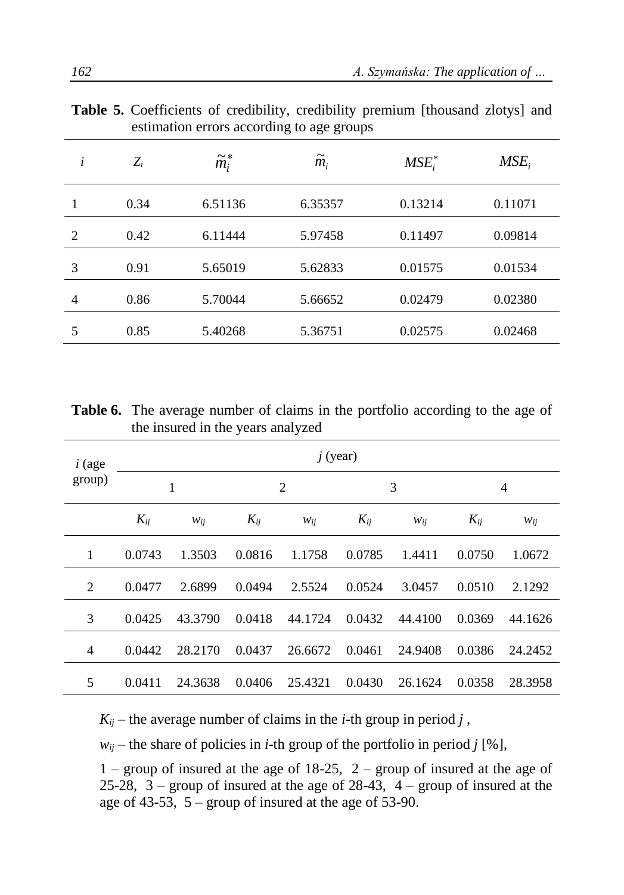**Table 5.** Coefficients of credibility, credibility premium [thousand zlotys] and estimation errors according to age groups

| $i$ | $Z_i$ | $\tilde{m}_i^*$ | $\tilde{m}_i$ | $MSE_i^*$ | $MSE_i$ |
|---|---|---|---|---|---|
| 1 | 0.34 | 6.51136 | 6.35357 | 0.13214 | 0.11071 |
| 2 | 0.42 | 6.11444 | 5.97458 | 0.11497 | 0.09814 |
| 3 | 0.91 | 5.65019 | 5.62833 | 0.01575 | 0.01534 |
| 4 | 0.86 | 5.70044 | 5.66652 | 0.02479 | 0.02380 |
| 5 | 0.85 | 5.40268 | 5.36751 | 0.02575 | 0.02468 |

**Table 6.** The average number of claims in the portfolio according to the age of the insured in the years analyzed

| $i$ (age group) | $j$ (year) | | | | | | | |
|---|---|---|---|---|---|---|---|---|
| | 1 | | 2 | | 3 | | 4 | |
| | $K_{ij}$ | $w_{ij}$ | $K_{ij}$ | $w_{ij}$ | $K_{ij}$ | $w_{ij}$ | $K_{ij}$ | $w_{ij}$ |
| 1 | 0.0743 | 1.3503 | 0.0816 | 1.1758 | 0.0785 | 1.4411 | 0.0750 | 1.0672 |
| 2 | 0.0477 | 2.6899 | 0.0494 | 2.5524 | 0.0524 | 3.0457 | 0.0510 | 2.1292 |
| 3 | 0.0425 | 43.3790 | 0.0418 | 44.1724 | 0.0432 | 44.4100 | 0.0369 | 44.1626 |
| 4 | 0.0442 | 28.2170 | 0.0437 | 26.6672 | 0.0461 | 24.9408 | 0.0386 | 24.2452 |
| 5 | 0.0411 | 24.3638 | 0.0406 | 25.4321 | 0.0430 | 26.1624 | 0.0358 | 28.3958 |

$K_{ij}$ – the average number of claims in the $i$-th group in period $j$ ,

$w_{ij}$ – the share of policies in $i$-th group of the portfolio in period $j$ [%],

1 – group of insured at the age of 18-25, 2 – group of insured at the age of 25-28, 3 – group of insured at the age of 28-43, 4 – group of insured at the age of 43-53, 5 – group of insured at the age of 53-90.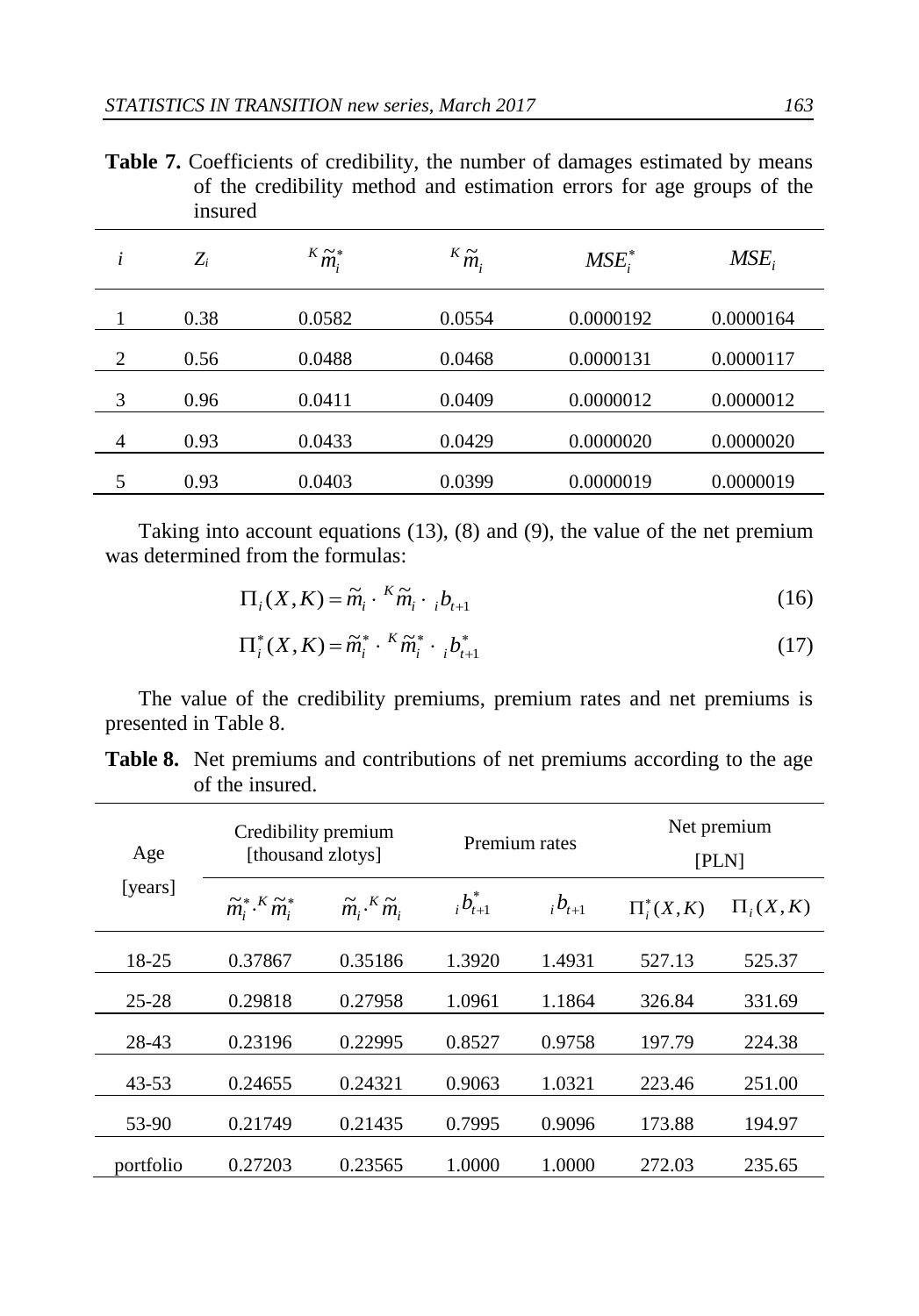**Table 7.** Coefficients of credibility, the number of damages estimated by means of the credibility method and estimation errors for age groups of the insured

| $i$ | $Z_i$ | ${}^K\tilde{m}_i^*$ | ${}^K\tilde{m}_i$ | $MSE_i^*$ | $MSE_i$ |
|---|---|---|---|---|---|
| 1 | 0.38 | 0.0582 | 0.0554 | 0.0000192 | 0.0000164 |
| 2 | 0.56 | 0.0488 | 0.0468 | 0.0000131 | 0.0000117 |
| 3 | 0.96 | 0.0411 | 0.0409 | 0.0000012 | 0.0000012 |
| 4 | 0.93 | 0.0433 | 0.0429 | 0.0000020 | 0.0000020 |
| 5 | 0.93 | 0.0403 | 0.0399 | 0.0000019 | 0.0000019 |

Taking into account equations (13), (8) and (9), the value of the net premium was determined from the formulas:

$$\Pi_i(X,K) = \tilde{m}_i \cdot {}^K\tilde{m}_i \cdot {}_ib_{t+1} \tag{16}$$

$$\Pi_i^*(X,K) = \tilde{m}_i^* \cdot {}^K\tilde{m}_i^* \cdot {}_ib_{t+1}^* \tag{17}$$

The value of the credibility premiums, premium rates and net premiums is presented in Table 8.

**Table 8.** Net premiums and contributions of net premiums according to the age of the insured.

| Age [years] | Credibility premium [thousand zlotys] | | Premium rates | | Net premium [PLN] | |
|---|---|---|---|---|---|---|
| | $\tilde{m}_i^* \cdot {}^K\tilde{m}_i^*$ | $\tilde{m}_i \cdot {}^K\tilde{m}_i$ | ${}_ib_{t+1}^*$ | ${}_ib_{t+1}$ | $\Pi_i^*(X,K)$ | $\Pi_i(X,K)$ |
| 18-25 | 0.37867 | 0.35186 | 1.3920 | 1.4931 | 527.13 | 525.37 |
| 25-28 | 0.29818 | 0.27958 | 1.0961 | 1.1864 | 326.84 | 331.69 |
| 28-43 | 0.23196 | 0.22995 | 0.8527 | 0.9758 | 197.79 | 224.38 |
| 43-53 | 0.24655 | 0.24321 | 0.9063 | 1.0321 | 223.46 | 251.00 |
| 53-90 | 0.21749 | 0.21435 | 0.7995 | 0.9096 | 173.88 | 194.97 |
| portfolio | 0.27203 | 0.23565 | 1.0000 | 1.0000 | 272.03 | 235.65 |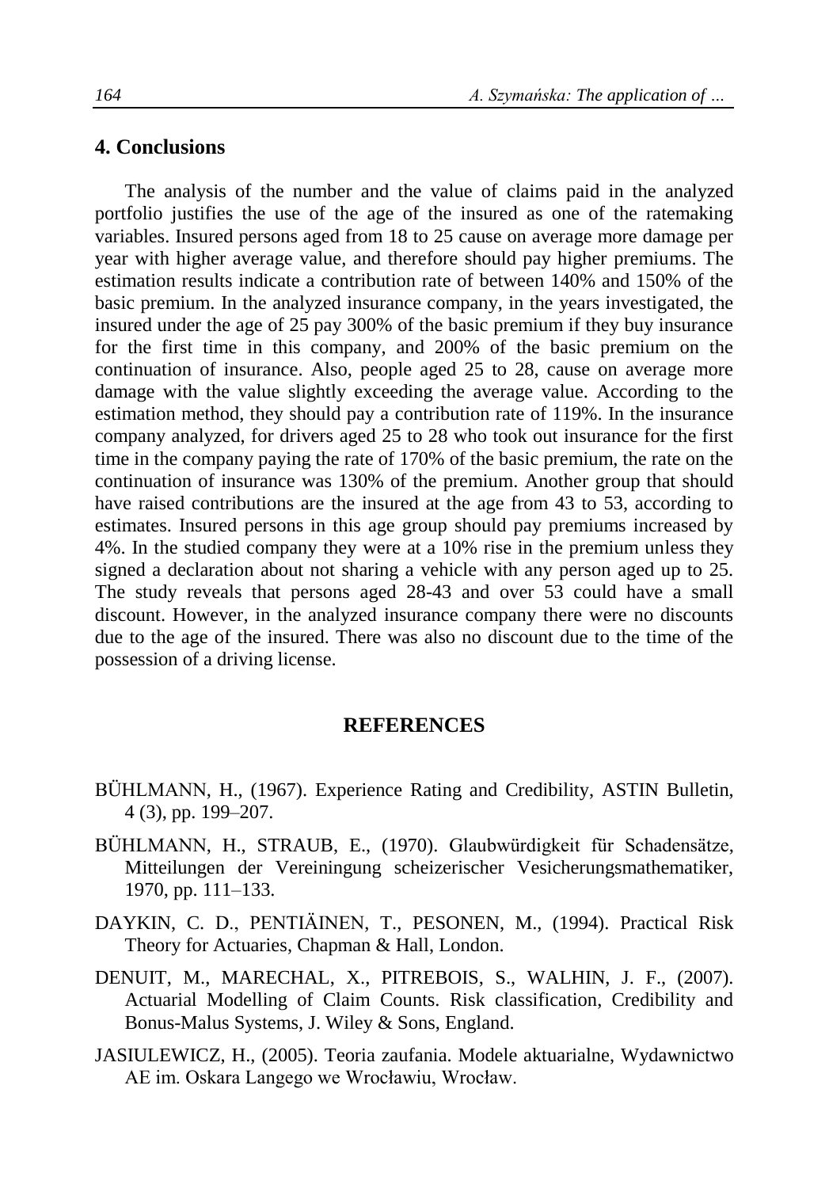## 4. Conclusions

The analysis of the number and the value of claims paid in the analyzed portfolio justifies the use of the age of the insured as one of the ratemaking variables. Insured persons aged from 18 to 25 cause on average more damage per year with higher average value, and therefore should pay higher premiums. The estimation results indicate a contribution rate of between 140% and 150% of the basic premium. In the analyzed insurance company, in the years investigated, the insured under the age of 25 pay 300% of the basic premium if they buy insurance for the first time in this company, and 200% of the basic premium on the continuation of insurance. Also, people aged 25 to 28, cause on average more damage with the value slightly exceeding the average value. According to the estimation method, they should pay a contribution rate of 119%. In the insurance company analyzed, for drivers aged 25 to 28 who took out insurance for the first time in the company paying the rate of 170% of the basic premium, the rate on the continuation of insurance was 130% of the premium. Another group that should have raised contributions are the insured at the age from 43 to 53, according to estimates. Insured persons in this age group should pay premiums increased by 4%. In the studied company they were at a 10% rise in the premium unless they signed a declaration about not sharing a vehicle with any person aged up to 25. The study reveals that persons aged 28-43 and over 53 could have a small discount. However, in the analyzed insurance company there were no discounts due to the age of the insured. There was also no discount due to the time of the possession of a driving license.

## REFERENCES

BÜHLMANN, H., (1967). Experience Rating and Credibility, ASTIN Bulletin, 4 (3), pp. 199–207.

BÜHLMANN, H., STRAUB, E., (1970). Glaubwürdigkeit für Schadensätze, Mitteilungen der Vereiningung scheizerischer Vesicherungsmathematiker, 1970, pp. 111–133.

DAYKIN, C. D., PENTIÄINEN, T., PESONEN, M., (1994). Practical Risk Theory for Actuaries, Chapman & Hall, London.

DENUIT, M., MARECHAL, X., PITREBOIS, S., WALHIN, J. F., (2007). Actuarial Modelling of Claim Counts. Risk classification, Credibility and Bonus-Malus Systems, J. Wiley & Sons, England.

JASIULEWICZ, H., (2005). Teoria zaufania. Modele aktuarialne, Wydawnictwo AE im. Oskara Langego we Wrocławiu, Wrocław.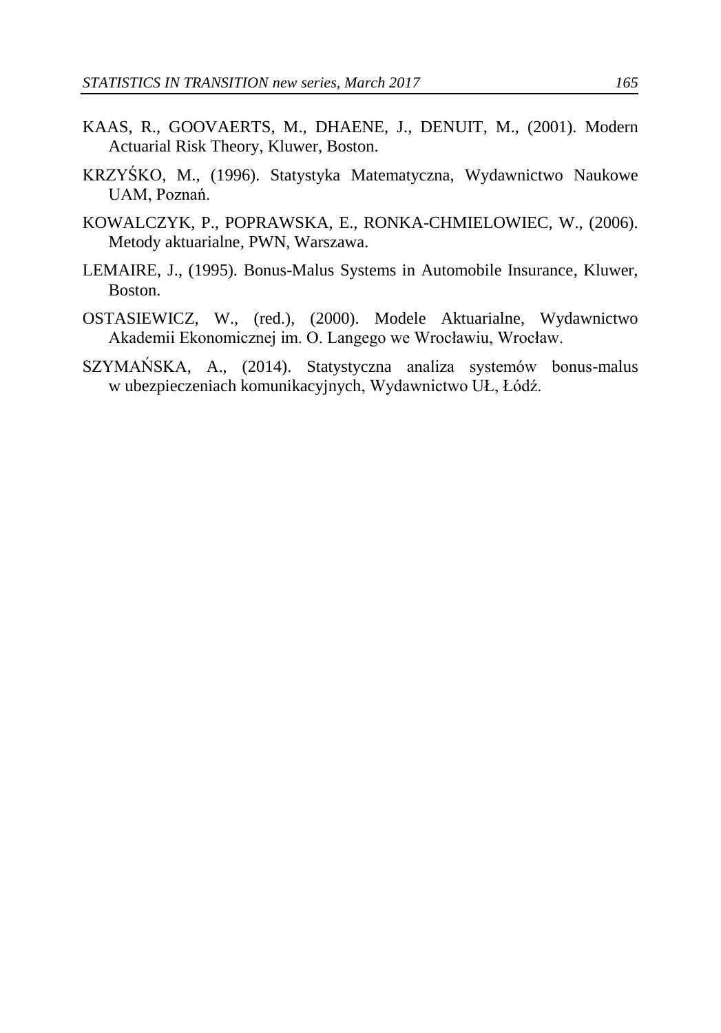KAAS, R., GOOVAERTS, M., DHAENE, J., DENUIT, M., (2001). Modern Actuarial Risk Theory, Kluwer, Boston.

KRZYŚKO, M., (1996). Statystyka Matematyczna, Wydawnictwo Naukowe UAM, Poznań.

KOWALCZYK, P., POPRAWSKA, E., RONKA-CHMIELOWIEC, W., (2006). Metody aktuarialne, PWN, Warszawa.

LEMAIRE, J., (1995). Bonus-Malus Systems in Automobile Insurance, Kluwer, Boston.

OSTASIEWICZ, W., (red.), (2000). Modele Aktuarialne, Wydawnictwo Akademii Ekonomicznej im. O. Langego we Wrocławiu, Wrocław.

SZYMAŃSKA, A., (2014). Statystyczna analiza systemów bonus-malus w ubezpieczeniach komunikacyjnych, Wydawnictwo UŁ, Łódź.